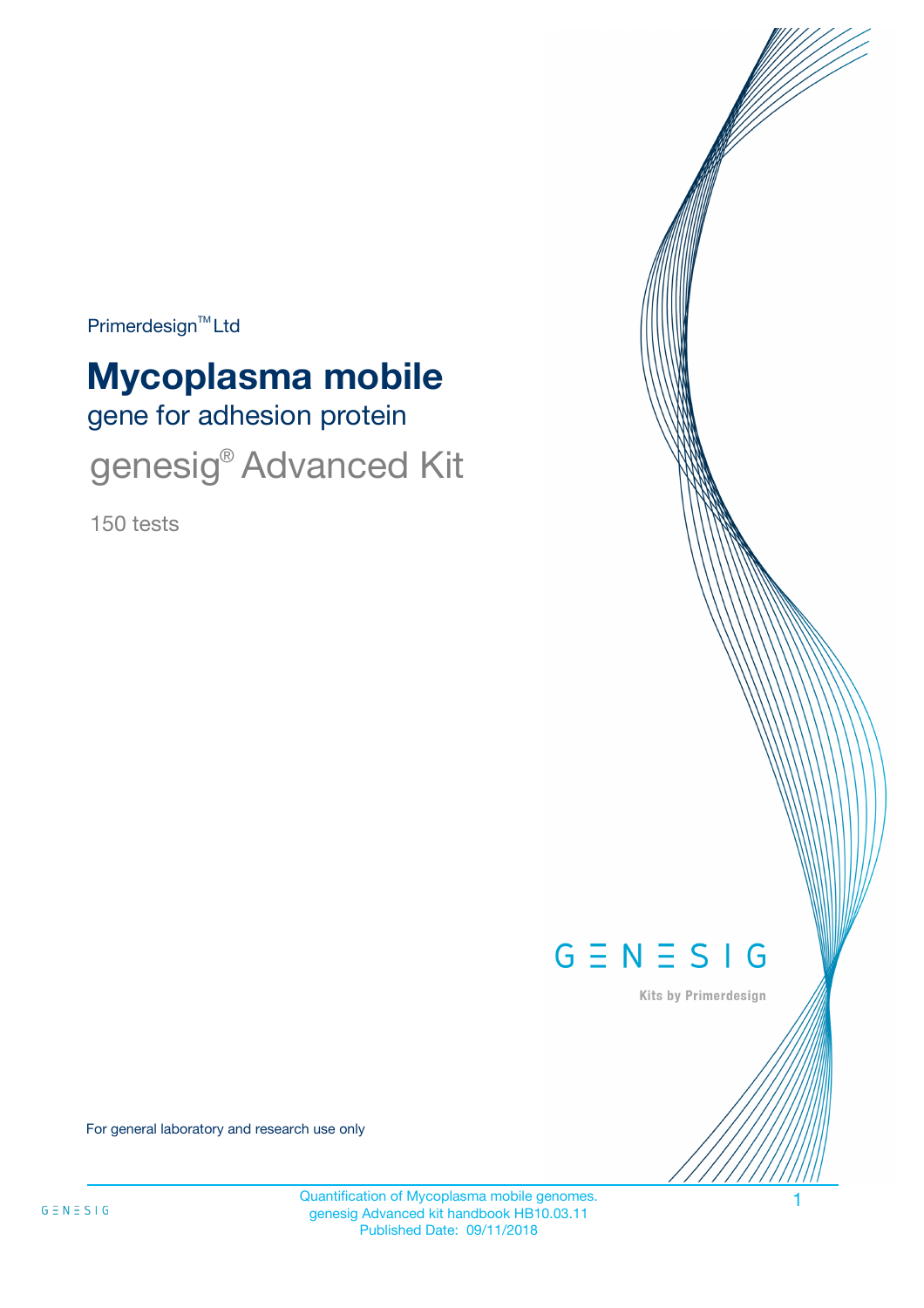Primerdesign™ Ltd

# Mycoplasma mobile

## gene for adhesion protein

## genesig® Advanced Kit

150 tests

GENESIG

Kits by Primerdesign

For general laboratory and research use only

Quantification of Mycoplasma mobile genomes.
genesig Advanced kit handbook HB10.03.11
Published Date: 09/11/2018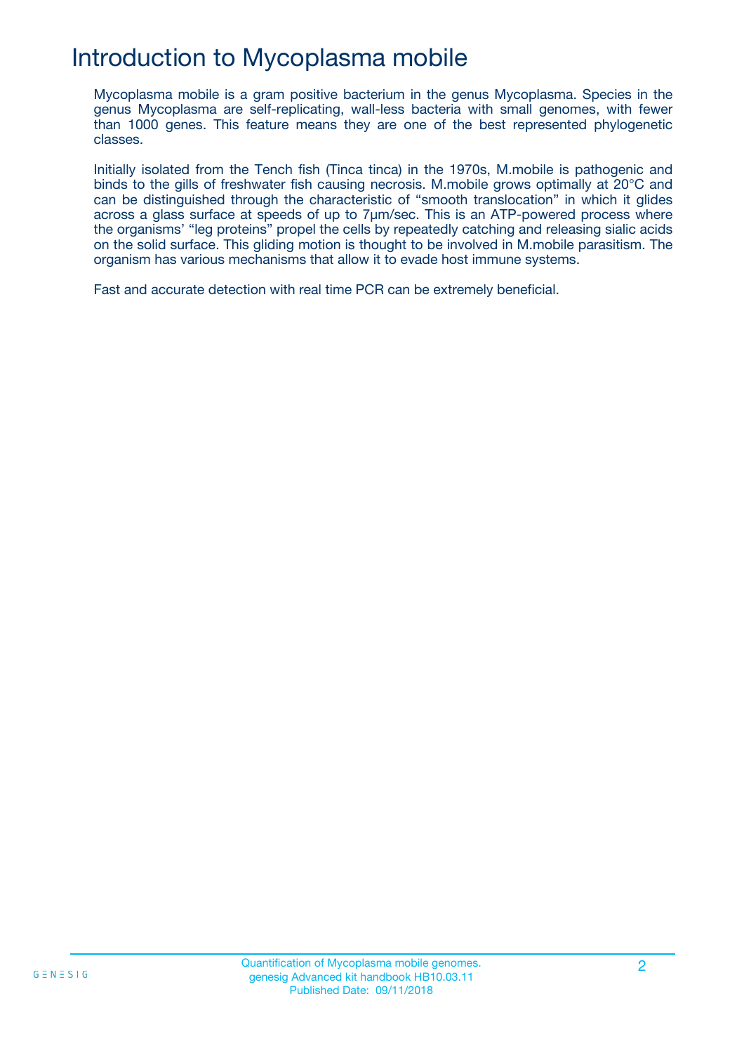# Introduction to Mycoplasma mobile

Mycoplasma mobile is a gram positive bacterium in the genus Mycoplasma. Species in the genus Mycoplasma are self-replicating, wall-less bacteria with small genomes, with fewer than 1000 genes. This feature means they are one of the best represented phylogenetic classes.

Initially isolated from the Tench fish (Tinca tinca) in the 1970s, M.mobile is pathogenic and binds to the gills of freshwater fish causing necrosis. M.mobile grows optimally at 20°C and can be distinguished through the characteristic of "smooth translocation" in which it glides across a glass surface at speeds of up to 7µm/sec. This is an ATP-powered process where the organisms' "leg proteins" propel the cells by repeatedly catching and releasing sialic acids on the solid surface. This gliding motion is thought to be involved in M.mobile parasitism. The organism has various mechanisms that allow it to evade host immune systems.

Fast and accurate detection with real time PCR can be extremely beneficial.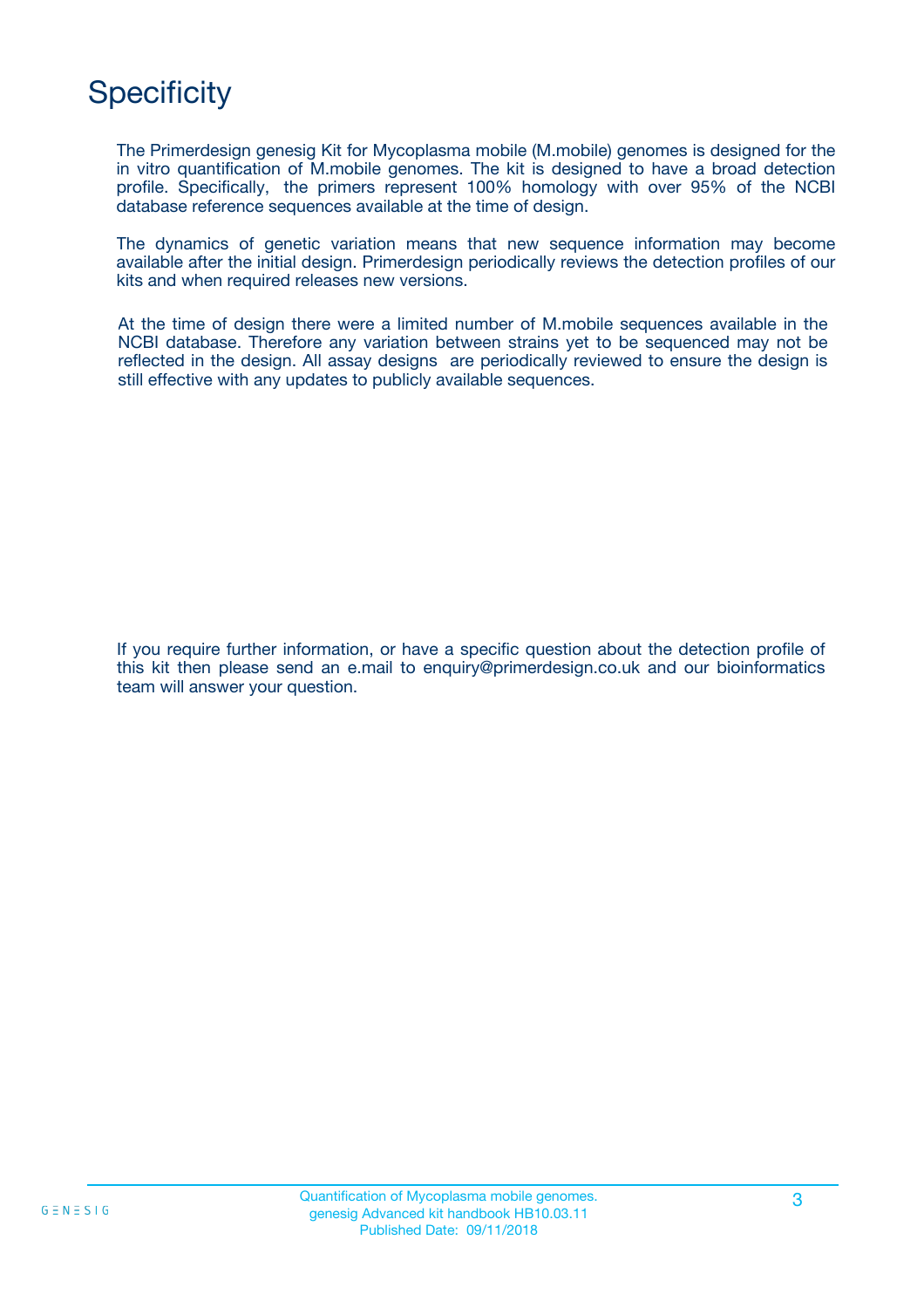# Specificity

The Primerdesign genesig Kit for Mycoplasma mobile (M.mobile) genomes is designed for the in vitro quantification of M.mobile genomes. The kit is designed to have a broad detection profile. Specifically, the primers represent 100% homology with over 95% of the NCBI database reference sequences available at the time of design.

The dynamics of genetic variation means that new sequence information may become available after the initial design. Primerdesign periodically reviews the detection profiles of our kits and when required releases new versions.

At the time of design there were a limited number of M.mobile sequences available in the NCBI database. Therefore any variation between strains yet to be sequenced may not be reflected in the design. All assay designs are periodically reviewed to ensure the design is still effective with any updates to publicly available sequences.

If you require further information, or have a specific question about the detection profile of this kit then please send an e.mail to enquiry@primerdesign.co.uk and our bioinformatics team will answer your question.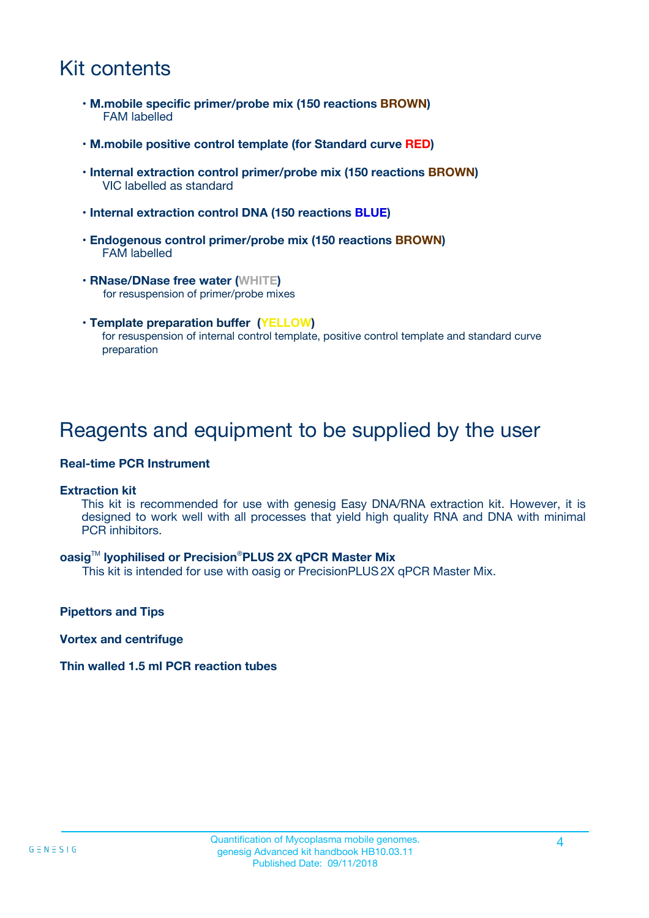# Kit contents

- **M.mobile specific primer/probe mix (150 reactions BROWN)**
  FAM labelled
- **M.mobile positive control template (for Standard curve RED)**
- **Internal extraction control primer/probe mix (150 reactions BROWN)**
  VIC labelled as standard
- **Internal extraction control DNA (150 reactions BLUE)**
- **Endogenous control primer/probe mix (150 reactions BROWN)**
  FAM labelled
- **RNase/DNase free water (WHITE)**
  for resuspension of primer/probe mixes
- **Template preparation buffer (YELLOW)**
  for resuspension of internal control template, positive control template and standard curve preparation

# Reagents and equipment to be supplied by the user

**Real-time PCR Instrument**

**Extraction kit**

This kit is recommended for use with genesig Easy DNA/RNA extraction kit. However, it is designed to work well with all processes that yield high quality RNA and DNA with minimal PCR inhibitors.

**oasig™ lyophilised or Precision®PLUS 2X qPCR Master Mix**

This kit is intended for use with oasig or PrecisionPLUS 2X qPCR Master Mix.

**Pipettors and Tips**

**Vortex and centrifuge**

**Thin walled 1.5 ml PCR reaction tubes**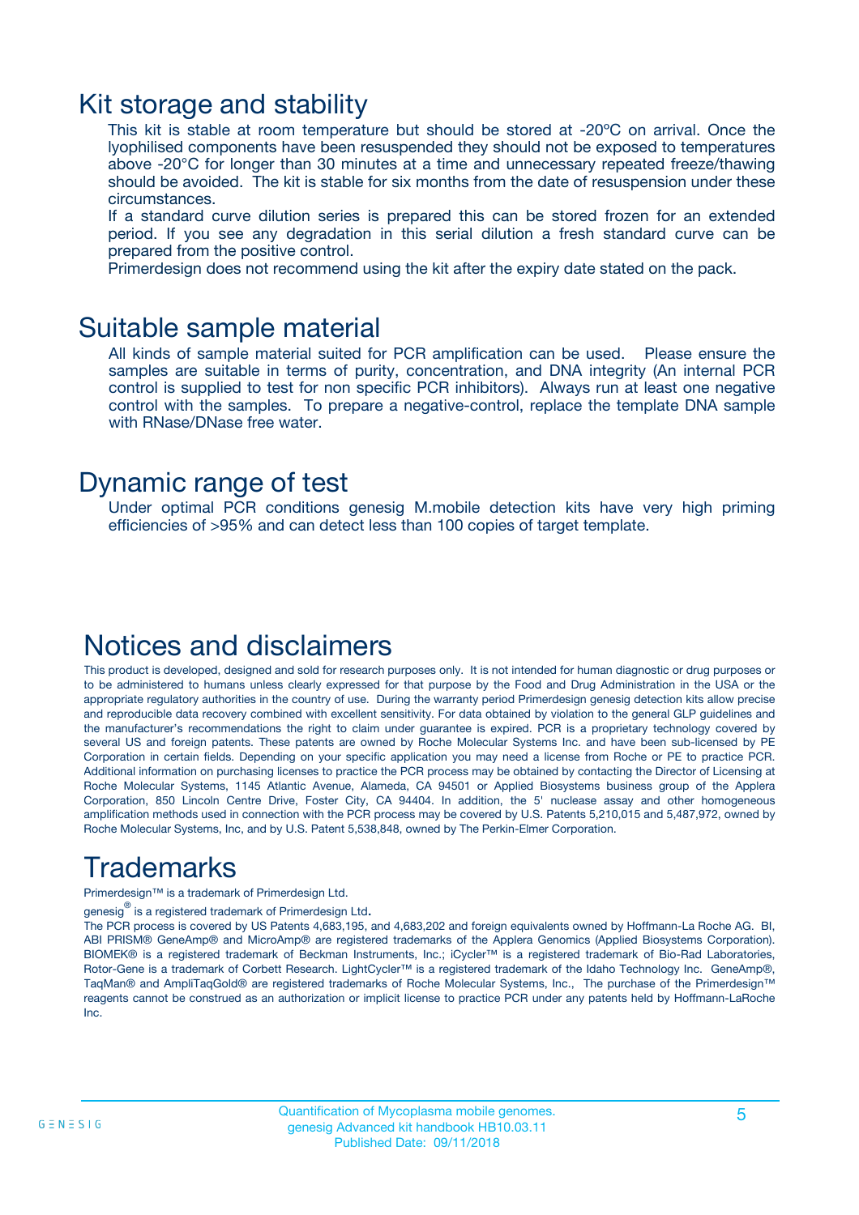# Kit storage and stability

This kit is stable at room temperature but should be stored at -20ºC on arrival. Once the lyophilised components have been resuspended they should not be exposed to temperatures above -20°C for longer than 30 minutes at a time and unnecessary repeated freeze/thawing should be avoided. The kit is stable for six months from the date of resuspension under these circumstances.

If a standard curve dilution series is prepared this can be stored frozen for an extended period. If you see any degradation in this serial dilution a fresh standard curve can be prepared from the positive control.

Primerdesign does not recommend using the kit after the expiry date stated on the pack.

# Suitable sample material

All kinds of sample material suited for PCR amplification can be used. Please ensure the samples are suitable in terms of purity, concentration, and DNA integrity (An internal PCR control is supplied to test for non specific PCR inhibitors). Always run at least one negative control with the samples. To prepare a negative-control, replace the template DNA sample with RNase/DNase free water.

# Dynamic range of test

Under optimal PCR conditions genesig M.mobile detection kits have very high priming efficiencies of >95% and can detect less than 100 copies of target template.

# Notices and disclaimers

This product is developed, designed and sold for research purposes only. It is not intended for human diagnostic or drug purposes or to be administered to humans unless clearly expressed for that purpose by the Food and Drug Administration in the USA or the appropriate regulatory authorities in the country of use. During the warranty period Primerdesign genesig detection kits allow precise and reproducible data recovery combined with excellent sensitivity. For data obtained by violation to the general GLP guidelines and the manufacturer's recommendations the right to claim under guarantee is expired. PCR is a proprietary technology covered by several US and foreign patents. These patents are owned by Roche Molecular Systems Inc. and have been sub-licensed by PE Corporation in certain fields. Depending on your specific application you may need a license from Roche or PE to practice PCR. Additional information on purchasing licenses to practice the PCR process may be obtained by contacting the Director of Licensing at Roche Molecular Systems, 1145 Atlantic Avenue, Alameda, CA 94501 or Applied Biosystems business group of the Applera Corporation, 850 Lincoln Centre Drive, Foster City, CA 94404. In addition, the 5' nuclease assay and other homogeneous amplification methods used in connection with the PCR process may be covered by U.S. Patents 5,210,015 and 5,487,972, owned by Roche Molecular Systems, Inc, and by U.S. Patent 5,538,848, owned by The Perkin-Elmer Corporation.

# Trademarks

Primerdesign™ is a trademark of Primerdesign Ltd.

genesig® is a registered trademark of Primerdesign Ltd.

The PCR process is covered by US Patents 4,683,195, and 4,683,202 and foreign equivalents owned by Hoffmann-La Roche AG. BI, ABI PRISM® GeneAmp® and MicroAmp® are registered trademarks of the Applera Genomics (Applied Biosystems Corporation). BIOMEK® is a registered trademark of Beckman Instruments, Inc.; iCycler™ is a registered trademark of Bio-Rad Laboratories, Rotor-Gene is a trademark of Corbett Research. LightCycler™ is a registered trademark of the Idaho Technology Inc. GeneAmp®, TaqMan® and AmpliTaqGold® are registered trademarks of Roche Molecular Systems, Inc., The purchase of the Primerdesign™ reagents cannot be construed as an authorization or implicit license to practice PCR under any patents held by Hoffmann-LaRoche Inc.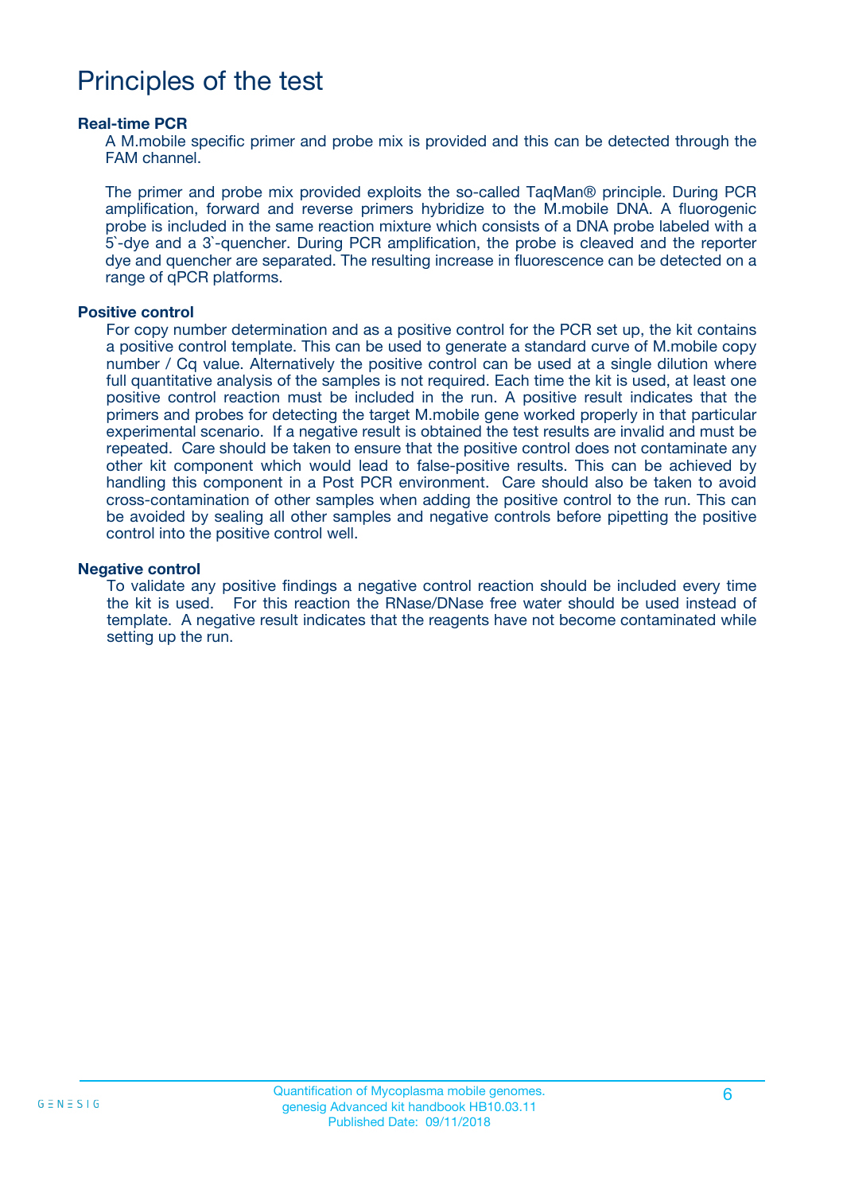# Principles of the test

**Real-time PCR**

A M.mobile specific primer and probe mix is provided and this can be detected through the FAM channel.

The primer and probe mix provided exploits the so-called TaqMan® principle. During PCR amplification, forward and reverse primers hybridize to the M.mobile DNA. A fluorogenic probe is included in the same reaction mixture which consists of a DNA probe labeled with a 5`-dye and a 3`-quencher. During PCR amplification, the probe is cleaved and the reporter dye and quencher are separated. The resulting increase in fluorescence can be detected on a range of qPCR platforms.

**Positive control**

For copy number determination and as a positive control for the PCR set up, the kit contains a positive control template. This can be used to generate a standard curve of M.mobile copy number / Cq value. Alternatively the positive control can be used at a single dilution where full quantitative analysis of the samples is not required. Each time the kit is used, at least one positive control reaction must be included in the run. A positive result indicates that the primers and probes for detecting the target M.mobile gene worked properly in that particular experimental scenario. If a negative result is obtained the test results are invalid and must be repeated. Care should be taken to ensure that the positive control does not contaminate any other kit component which would lead to false-positive results. This can be achieved by handling this component in a Post PCR environment. Care should also be taken to avoid cross-contamination of other samples when adding the positive control to the run. This can be avoided by sealing all other samples and negative controls before pipetting the positive control into the positive control well.

**Negative control**

To validate any positive findings a negative control reaction should be included every time the kit is used. For this reaction the RNase/DNase free water should be used instead of template. A negative result indicates that the reagents have not become contaminated while setting up the run.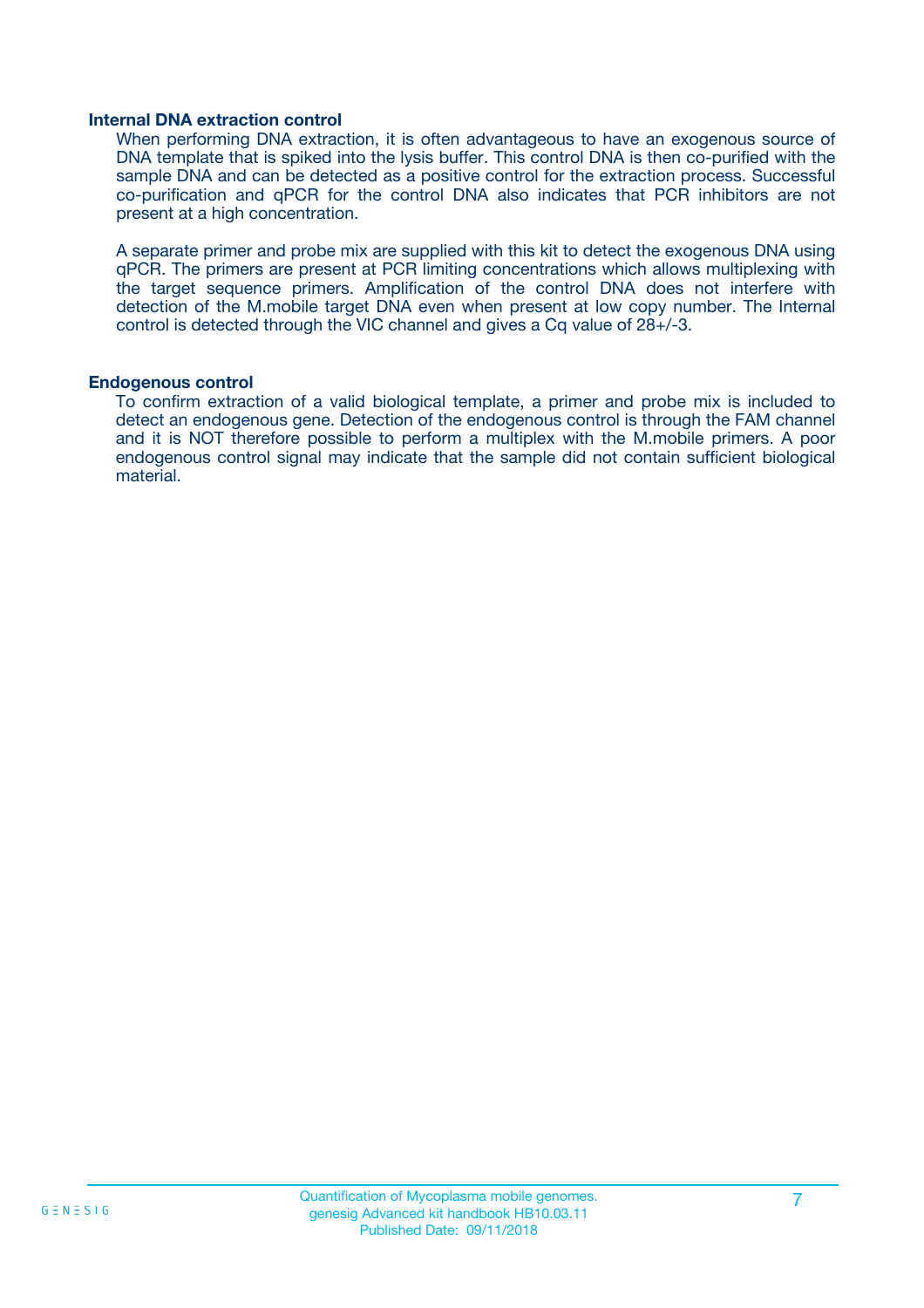### Internal DNA extraction control

When performing DNA extraction, it is often advantageous to have an exogenous source of DNA template that is spiked into the lysis buffer. This control DNA is then co-purified with the sample DNA and can be detected as a positive control for the extraction process. Successful co-purification and qPCR for the control DNA also indicates that PCR inhibitors are not present at a high concentration.

A separate primer and probe mix are supplied with this kit to detect the exogenous DNA using qPCR. The primers are present at PCR limiting concentrations which allows multiplexing with the target sequence primers. Amplification of the control DNA does not interfere with detection of the M.mobile target DNA even when present at low copy number. The Internal control is detected through the VIC channel and gives a Cq value of 28+/-3.

### Endogenous control

To confirm extraction of a valid biological template, a primer and probe mix is included to detect an endogenous gene. Detection of the endogenous control is through the FAM channel and it is NOT therefore possible to perform a multiplex with the M.mobile primers. A poor endogenous control signal may indicate that the sample did not contain sufficient biological material.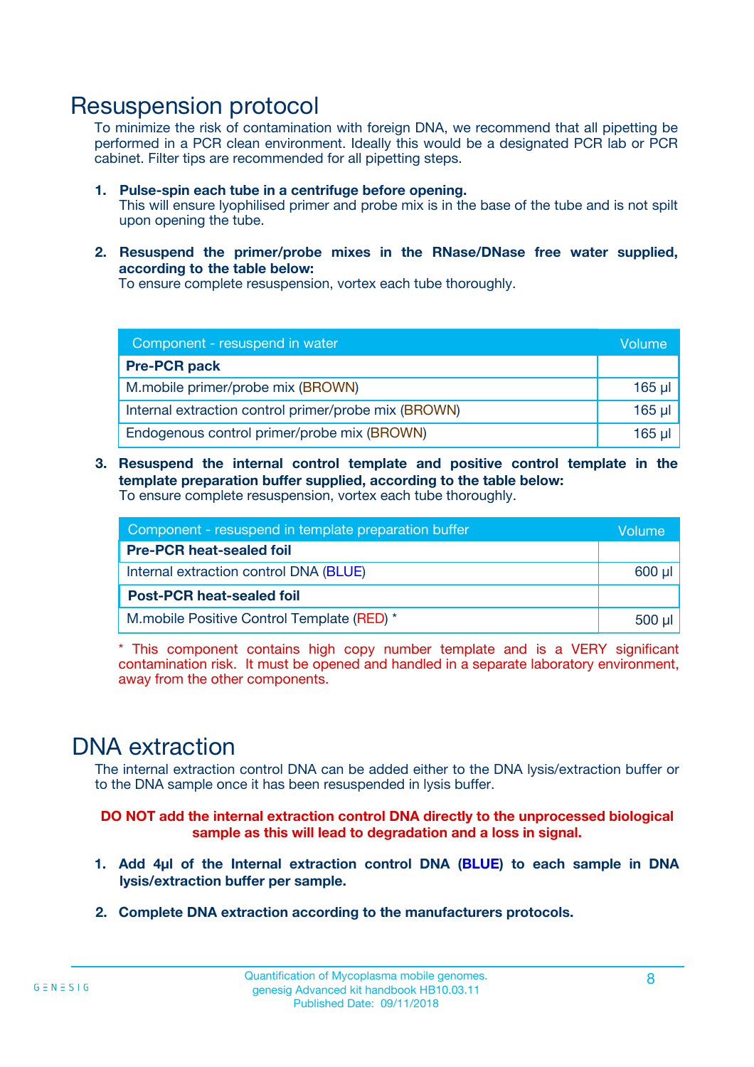# Resuspension protocol

To minimize the risk of contamination with foreign DNA, we recommend that all pipetting be performed in a PCR clean environment. Ideally this would be a designated PCR lab or PCR cabinet. Filter tips are recommended for all pipetting steps.

1. **Pulse-spin each tube in a centrifuge before opening.**
   This will ensure lyophilised primer and probe mix is in the base of the tube and is not spilt upon opening the tube.

2. **Resuspend the primer/probe mixes in the RNase/DNase free water supplied, according to the table below:**
   To ensure complete resuspension, vortex each tube thoroughly.

| Component - resuspend in water | Volume |
|---|---|
| **Pre-PCR pack** | |
| M.mobile primer/probe mix (BROWN) | 165 µl |
| Internal extraction control primer/probe mix (BROWN) | 165 µl |
| Endogenous control primer/probe mix (BROWN) | 165 µl |

3. **Resuspend the internal control template and positive control template in the template preparation buffer supplied, according to the table below:**
   To ensure complete resuspension, vortex each tube thoroughly.

| Component - resuspend in template preparation buffer | Volume |
|---|---|
| **Pre-PCR heat-sealed foil** | |
| Internal extraction control DNA (BLUE) | 600 µl |
| **Post-PCR heat-sealed foil** | |
| M.mobile Positive Control Template (RED) * | 500 µl |

* This component contains high copy number template and is a VERY significant contamination risk. It must be opened and handled in a separate laboratory environment, away from the other components.

# DNA extraction

The internal extraction control DNA can be added either to the DNA lysis/extraction buffer or to the DNA sample once it has been resuspended in lysis buffer.

**DO NOT add the internal extraction control DNA directly to the unprocessed biological sample as this will lead to degradation and a loss in signal.**

1. **Add 4µl of the Internal extraction control DNA (BLUE) to each sample in DNA lysis/extraction buffer per sample.**

2. **Complete DNA extraction according to the manufacturers protocols.**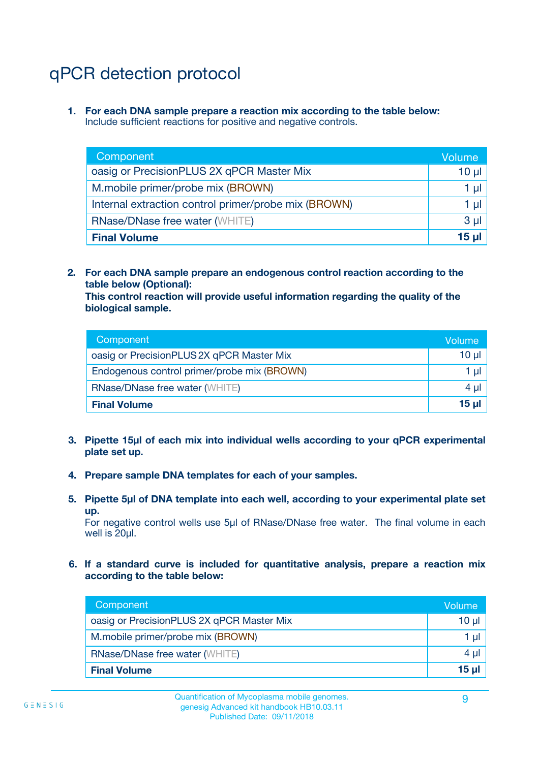# qPCR detection protocol

1. **For each DNA sample prepare a reaction mix according to the table below:**
   Include sufficient reactions for positive and negative controls.

| Component | Volume |
|---|---|
| oasig or PrecisionPLUS 2X qPCR Master Mix | 10 µl |
| M.mobile primer/probe mix (BROWN) | 1 µl |
| Internal extraction control primer/probe mix (BROWN) | 1 µl |
| RNase/DNase free water (WHITE) | 3 µl |
| **Final Volume** | **15 µl** |

2. **For each DNA sample prepare an endogenous control reaction according to the table below (Optional):**
   **This control reaction will provide useful information regarding the quality of the biological sample.**

| Component | Volume |
|---|---|
| oasig or PrecisionPLUS 2X qPCR Master Mix | 10 µl |
| Endogenous control primer/probe mix (BROWN) | 1 µl |
| RNase/DNase free water (WHITE) | 4 µl |
| **Final Volume** | **15 µl** |

3. **Pipette 15µl of each mix into individual wells according to your qPCR experimental plate set up.**

4. **Prepare sample DNA templates for each of your samples.**

5. **Pipette 5µl of DNA template into each well, according to your experimental plate set up.**
   For negative control wells use 5µl of RNase/DNase free water. The final volume in each well is 20µl.

6. **If a standard curve is included for quantitative analysis, prepare a reaction mix according to the table below:**

| Component | Volume |
|---|---|
| oasig or PrecisionPLUS 2X qPCR Master Mix | 10 µl |
| M.mobile primer/probe mix (BROWN) | 1 µl |
| RNase/DNase free water (WHITE) | 4 µl |
| **Final Volume** | **15 µl** |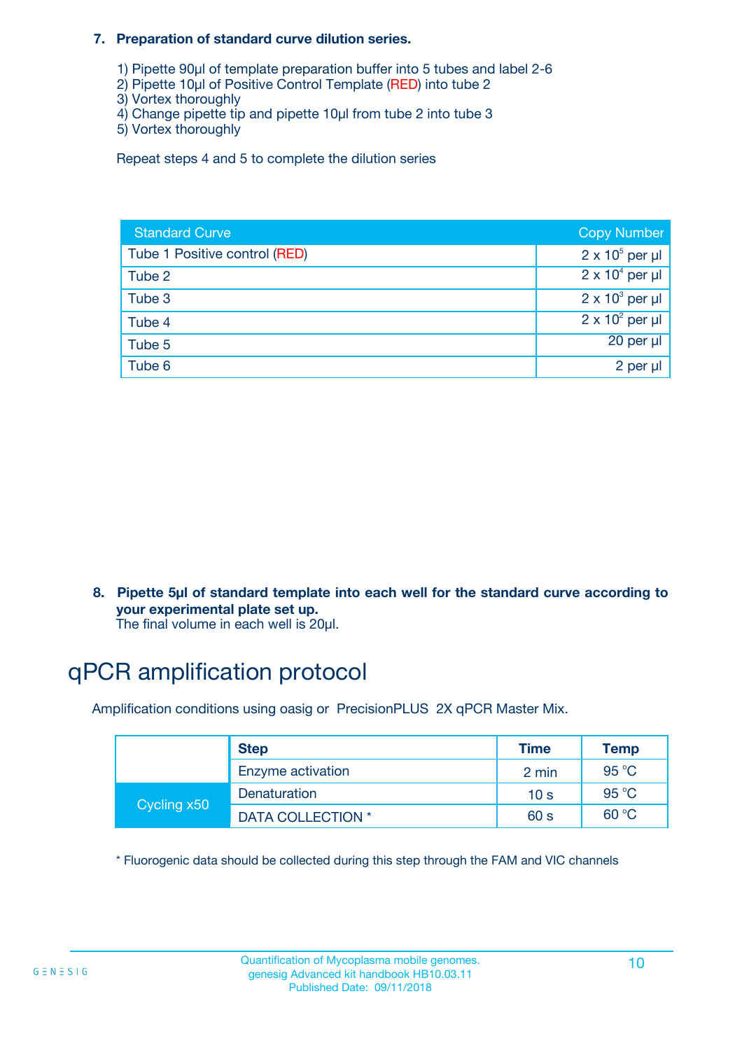**7. Preparation of standard curve dilution series.**

1) Pipette 90µl of template preparation buffer into 5 tubes and label 2-6
2) Pipette 10µl of Positive Control Template (RED) into tube 2
3) Vortex thoroughly
4) Change pipette tip and pipette 10µl from tube 2 into tube 3
5) Vortex thoroughly

Repeat steps 4 and 5 to complete the dilution series

| Standard Curve | Copy Number |
|---|---|
| Tube 1 Positive control (RED) | $2 \times 10^5$ per µl |
| Tube 2 | $2 \times 10^4$ per µl |
| Tube 3 | $2 \times 10^3$ per µl |
| Tube 4 | $2 \times 10^2$ per µl |
| Tube 5 | 20 per µl |
| Tube 6 | 2 per µl |

**8. Pipette 5µl of standard template into each well for the standard curve according to your experimental plate set up.**
The final volume in each well is 20µl.

# qPCR amplification protocol

Amplification conditions using oasig or PrecisionPLUS 2X qPCR Master Mix.

| | Step | Time | Temp |
|---|---|---|---|
| | Enzyme activation | 2 min | 95 °C |
| Cycling x50 | Denaturation | 10 s | 95 °C |
| | DATA COLLECTION * | 60 s | 60 °C |

* Fluorogenic data should be collected during this step through the FAM and VIC channels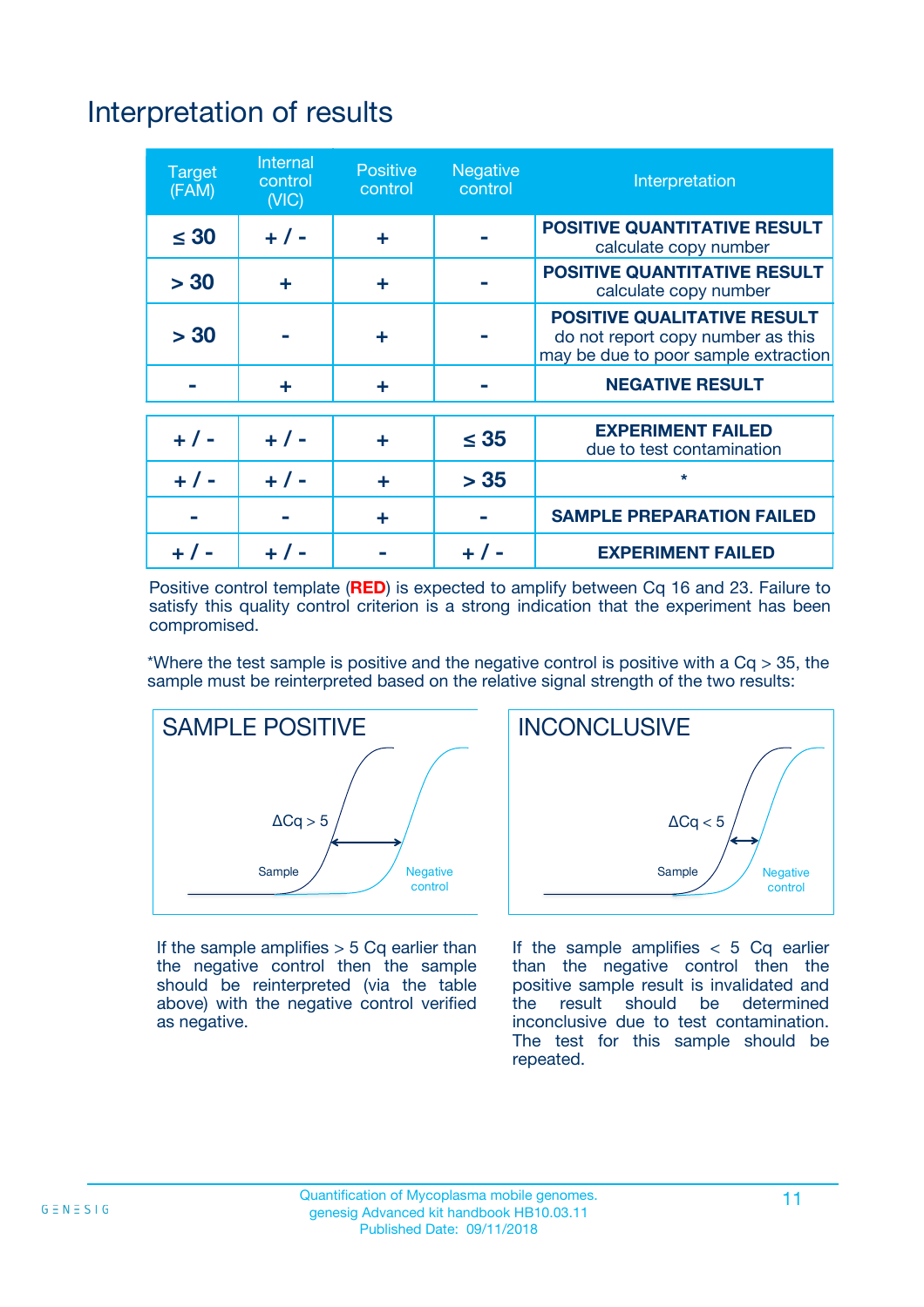# Interpretation of results

| Target (FAM) | Internal control (VIC) | Positive control | Negative control | Interpretation |
|---|---|---|---|---|
| ≤ 30 | + / - | + | - | **POSITIVE QUANTITATIVE RESULT** calculate copy number |
| > 30 | + | + | - | **POSITIVE QUANTITATIVE RESULT** calculate copy number |
| > 30 | - | + | - | **POSITIVE QUALITATIVE RESULT** do not report copy number as this may be due to poor sample extraction |
| - | + | + | - | **NEGATIVE RESULT** |
| + / - | + / - | + | ≤ 35 | **EXPERIMENT FAILED** due to test contamination |
| + / - | + / - | + | > 35 | * |
| - | - | + | - | **SAMPLE PREPARATION FAILED** |
| + / - | + / - | - | + / - | **EXPERIMENT FAILED** |

Positive control template (**RED**) is expected to amplify between Cq 16 and 23. Failure to satisfy this quality control criterion is a strong indication that the experiment has been compromised.

*Where the test sample is positive and the negative control is positive with a Cq > 35, the sample must be reinterpreted based on the relative signal strength of the two results:

**SAMPLE POSITIVE**

ΔCq > 5

Sample

Negative control

If the sample amplifies > 5 Cq earlier than the negative control then the sample should be reinterpreted (via the table above) with the negative control verified as negative.

**INCONCLUSIVE**

ΔCq < 5

Sample

Negative control

If the sample amplifies < 5 Cq earlier than the negative control then the positive sample result is invalidated and the result should be determined inconclusive due to test contamination. The test for this sample should be repeated.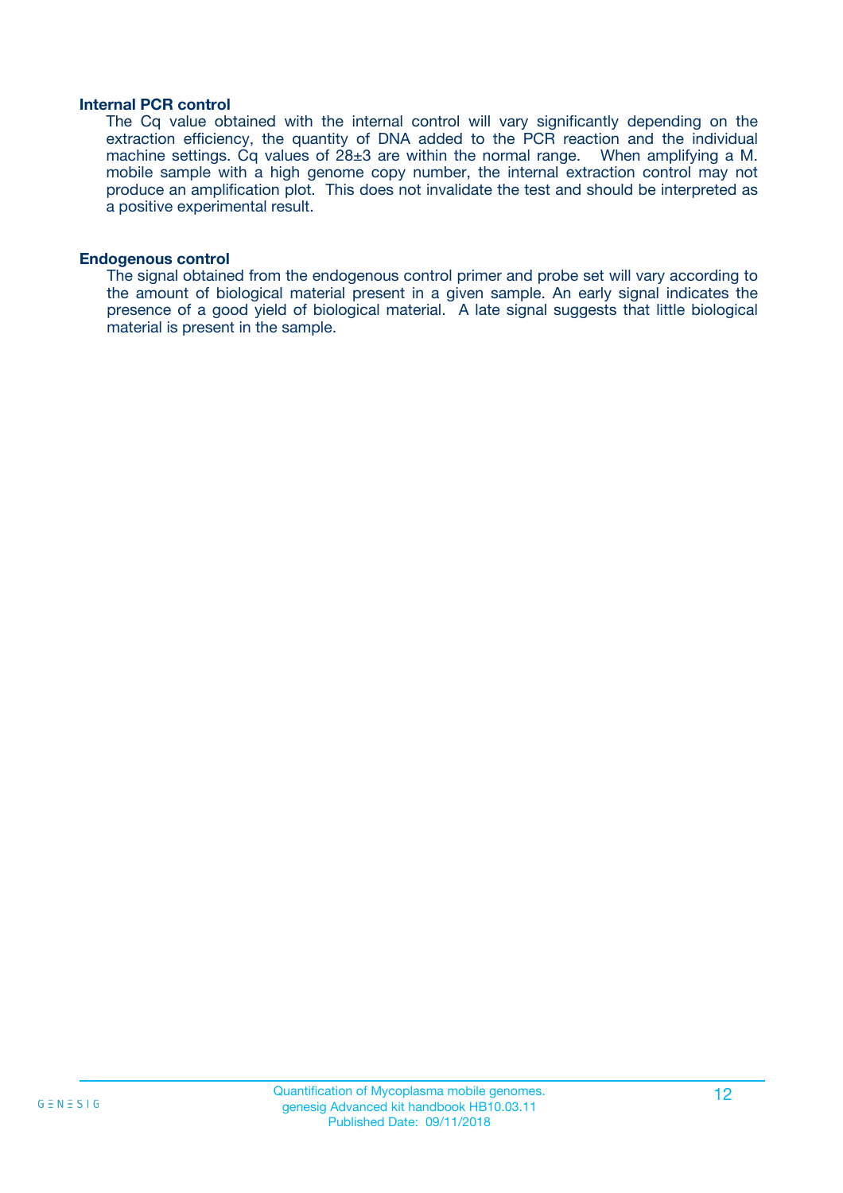**Internal PCR control**

The Cq value obtained with the internal control will vary significantly depending on the extraction efficiency, the quantity of DNA added to the PCR reaction and the individual machine settings. Cq values of 28±3 are within the normal range. When amplifying a M. mobile sample with a high genome copy number, the internal extraction control may not produce an amplification plot. This does not invalidate the test and should be interpreted as a positive experimental result.

**Endogenous control**

The signal obtained from the endogenous control primer and probe set will vary according to the amount of biological material present in a given sample. An early signal indicates the presence of a good yield of biological material. A late signal suggests that little biological material is present in the sample.